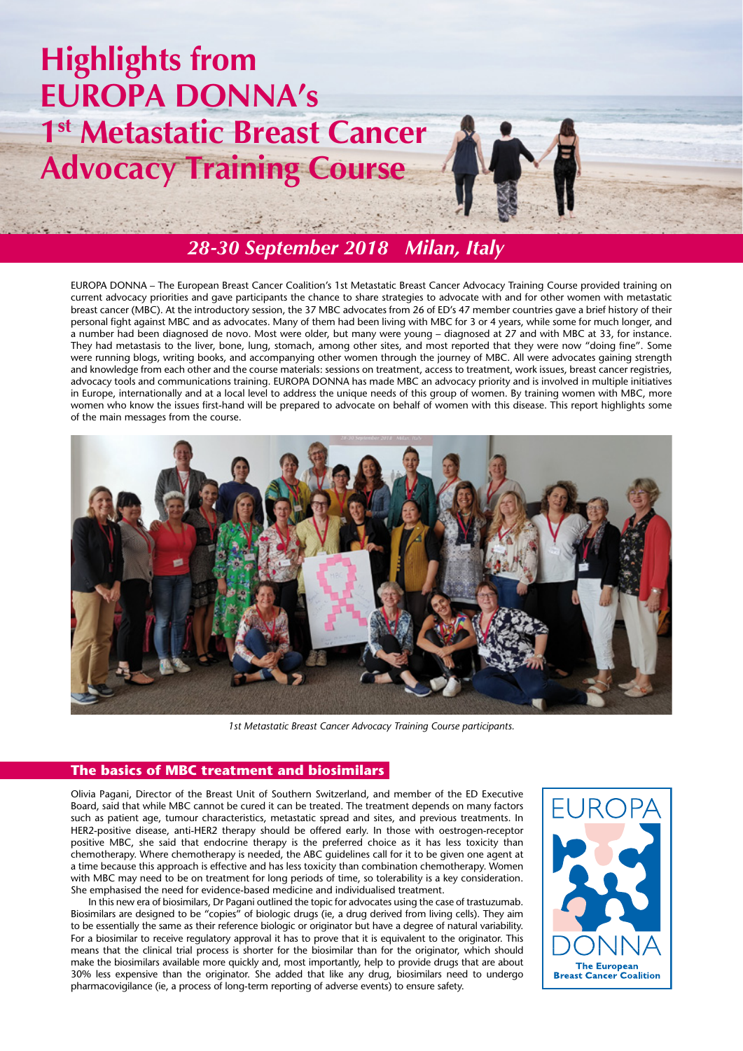# Highlights from EUROPA DONNA's 1st Metastatic Breast Cancer Advocacy Training Course

## *28-30 September 2018   Milan, Italy*

EUROPA DONNA – The European Breast Cancer Coalition's 1st Metastatic Breast Cancer Advocacy Training Course provided training on current advocacy priorities and gave participants the chance to share strategies to advocate with and for other women with metastatic breast cancer (MBC). At the introductory session, the 37 MBC advocates from 26 of ED's 47 member countries gave a brief history of their personal fight against MBC and as advocates. Many of them had been living with MBC for 3 or 4 years, while some for much longer, and a number had been diagnosed de novo. Most were older, but many were young – diagnosed at 27 and with MBC at 33, for instance. They had metastasis to the liver, bone, lung, stomach, among other sites, and most reported that they were now "doing fine". Some were running blogs, writing books, and accompanying other women through the journey of MBC. All were advocates gaining strength and knowledge from each other and the course materials: sessions on treatment, access to treatment, work issues, breast cancer registries, advocacy tools and communications training. EUROPA DONNA has made MBC an advocacy priority and is involved in multiple initiatives in Europe, internationally and at a local level to address the unique needs of this group of women. By training women with MBC, more women who know the issues first-hand will be prepared to advocate on behalf of women with this disease. This report highlights some of the main messages from the course.

*1st Metastatic Breast Cancer Advocacy Training Course participants.*

## The basics of MBC treatment and biosimilars

Olivia Pagani, Director of the Breast Unit of Southern Switzerland, and member of the ED Executive Board, said that while MBC cannot be cured it can be treated. The treatment depends on many factors such as patient age, tumour characteristics, metastatic spread and sites, and previous treatments. In HER2-positive disease, anti-HER2 therapy should be offered early. In those with oestrogen-receptor positive MBC, she said that endocrine therapy is the preferred choice as it has less toxicity than chemotherapy. Where chemotherapy is needed, the ABC guidelines call for it to be given one agent at a time because this approach is effective and has less toxicity than combination chemotherapy. Women with MBC may need to be on treatment for long periods of time, so tolerability is a key consideration. She emphasised the need for evidence-based medicine and individualised treatment.

In this new era of biosimilars, Dr Pagani outlined the topic for advocates using the case of trastuzumab. Biosimilars are designed to be "copies" of biologic drugs (ie, a drug derived from living cells). They aim to be essentially the same as their reference biologic or originator but have a degree of natural variability. For a biosimilar to receive regulatory approval it has to prove that it is equivalent to the originator. This means that the clinical trial process is shorter for the biosimilar than for the originator, which should make the biosimilars available more quickly and, most importantly, help to provide drugs that are about 30% less expensive than the originator. She added that like any drug, biosimilars need to undergo pharmacovigilance (ie, a process of long-term reporting of adverse events) to ensure safety.

EUROPA DONNA
The European Breast Cancer Coalition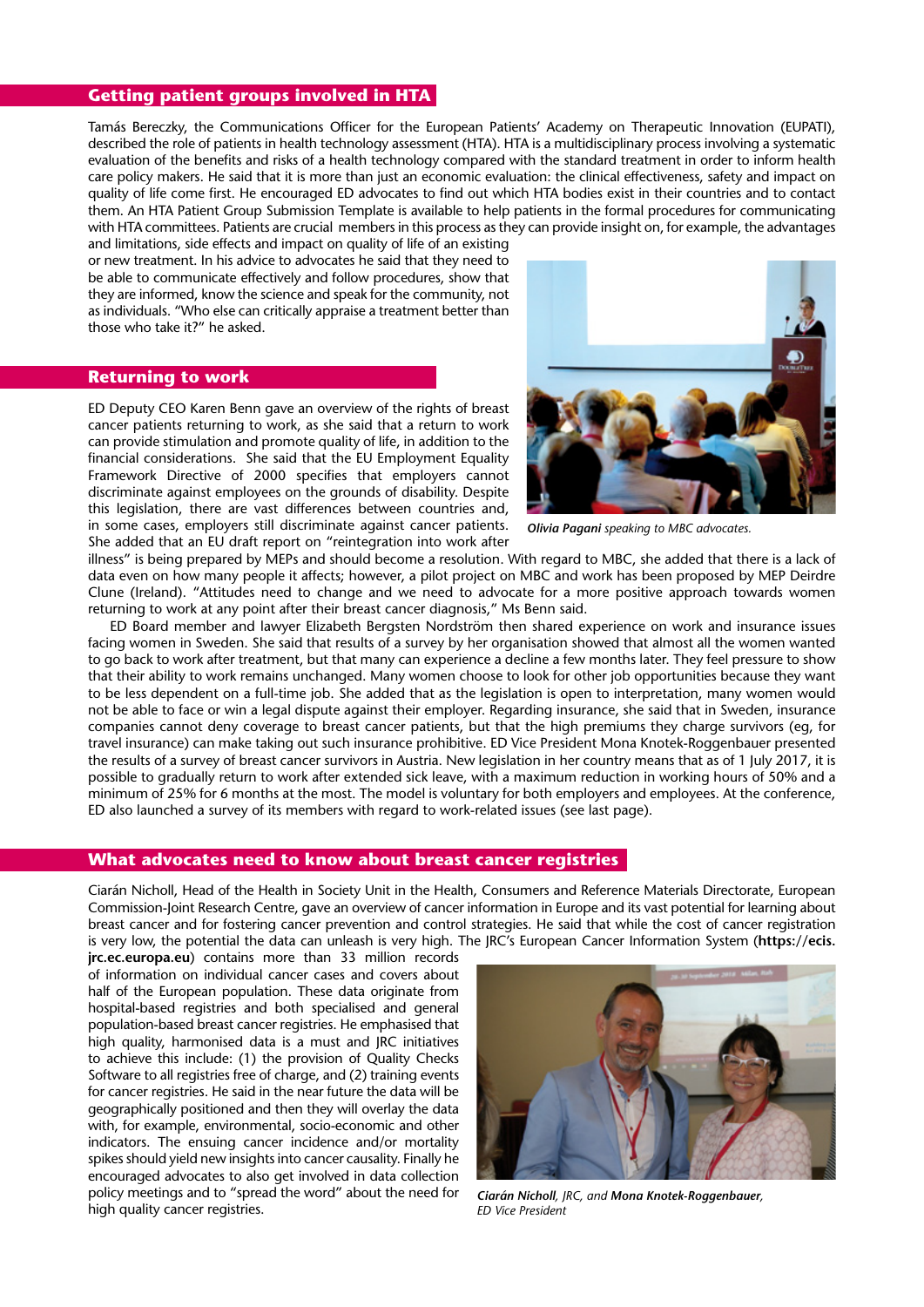## Getting patient groups involved in HTA

Tamás Bereczky, the Communications Officer for the European Patients' Academy on Therapeutic Innovation (EUPATI), described the role of patients in health technology assessment (HTA). HTA is a multidisciplinary process involving a systematic evaluation of the benefits and risks of a health technology compared with the standard treatment in order to inform health care policy makers. He said that it is more than just an economic evaluation: the clinical effectiveness, safety and impact on quality of life come first. He encouraged ED advocates to find out which HTA bodies exist in their countries and to contact them. An HTA Patient Group Submission Template is available to help patients in the formal procedures for communicating with HTA committees. Patients are crucial members in this process as they can provide insight on, for example, the advantages and limitations, side effects and impact on quality of life of an existing or new treatment. In his advice to advocates he said that they need to be able to communicate effectively and follow procedures, show that they are informed, know the science and speak for the community, not as individuals. "Who else can critically appraise a treatment better than those who take it?" he asked.

*Olivia Pagani speaking to MBC advocates.*

## Returning to work

ED Deputy CEO Karen Benn gave an overview of the rights of breast cancer patients returning to work, as she said that a return to work can provide stimulation and promote quality of life, in addition to the financial considerations. She said that the EU Employment Equality Framework Directive of 2000 specifies that employers cannot discriminate against employees on the grounds of disability. Despite this legislation, there are vast differences between countries and, in some cases, employers still discriminate against cancer patients. She added that an EU draft report on "reintegration into work after illness" is being prepared by MEPs and should become a resolution. With regard to MBC, she added that there is a lack of data even on how many people it affects; however, a pilot project on MBC and work has been proposed by MEP Deirdre Clune (Ireland). "Attitudes need to change and we need to advocate for a more positive approach towards women returning to work at any point after their breast cancer diagnosis," Ms Benn said.

ED Board member and lawyer Elizabeth Bergsten Nordström then shared experience on work and insurance issues facing women in Sweden. She said that results of a survey by her organisation showed that almost all the women wanted to go back to work after treatment, but that many can experience a decline a few months later. They feel pressure to show that their ability to work remains unchanged. Many women choose to look for other job opportunities because they want to be less dependent on a full-time job. She added that as the legislation is open to interpretation, many women would not be able to face or win a legal dispute against their employer. Regarding insurance, she said that in Sweden, insurance companies cannot deny coverage to breast cancer patients, but that the high premiums they charge survivors (eg, for travel insurance) can make taking out such insurance prohibitive. ED Vice President Mona Knotek-Roggenbauer presented the results of a survey of breast cancer survivors in Austria. New legislation in her country means that as of 1 July 2017, it is possible to gradually return to work after extended sick leave, with a maximum reduction in working hours of 50% and a minimum of 25% for 6 months at the most. The model is voluntary for both employers and employees. At the conference, ED also launched a survey of its members with regard to work-related issues (see last page).

## What advocates need to know about breast cancer registries

Ciarán Nicholl, Head of the Health in Society Unit in the Health, Consumers and Reference Materials Directorate, European Commission-Joint Research Centre, gave an overview of cancer information in Europe and its vast potential for learning about breast cancer and for fostering cancer prevention and control strategies. He said that while the cost of cancer registration is very low, the potential the data can unleash is very high. The JRC's European Cancer Information System (**https://ecis.jrc.ec.europa.eu**) contains more than 33 million records of information on individual cancer cases and covers about half of the European population. These data originate from hospital-based registries and both specialised and general population-based breast cancer registries. He emphasised that high quality, harmonised data is a must and JRC initiatives to achieve this include: (1) the provision of Quality Checks Software to all registries free of charge, and (2) training events for cancer registries. He said in the near future the data will be geographically positioned and then they will overlay the data with, for example, environmental, socio-economic and other indicators. The ensuing cancer incidence and/or mortality spikes should yield new insights into cancer causality. Finally he encouraged advocates to also get involved in data collection policy meetings and to "spread the word" about the need for high quality cancer registries.

***Ciarán Nicholl**, JRC, and **Mona Knotek-Roggenbauer**, ED Vice President*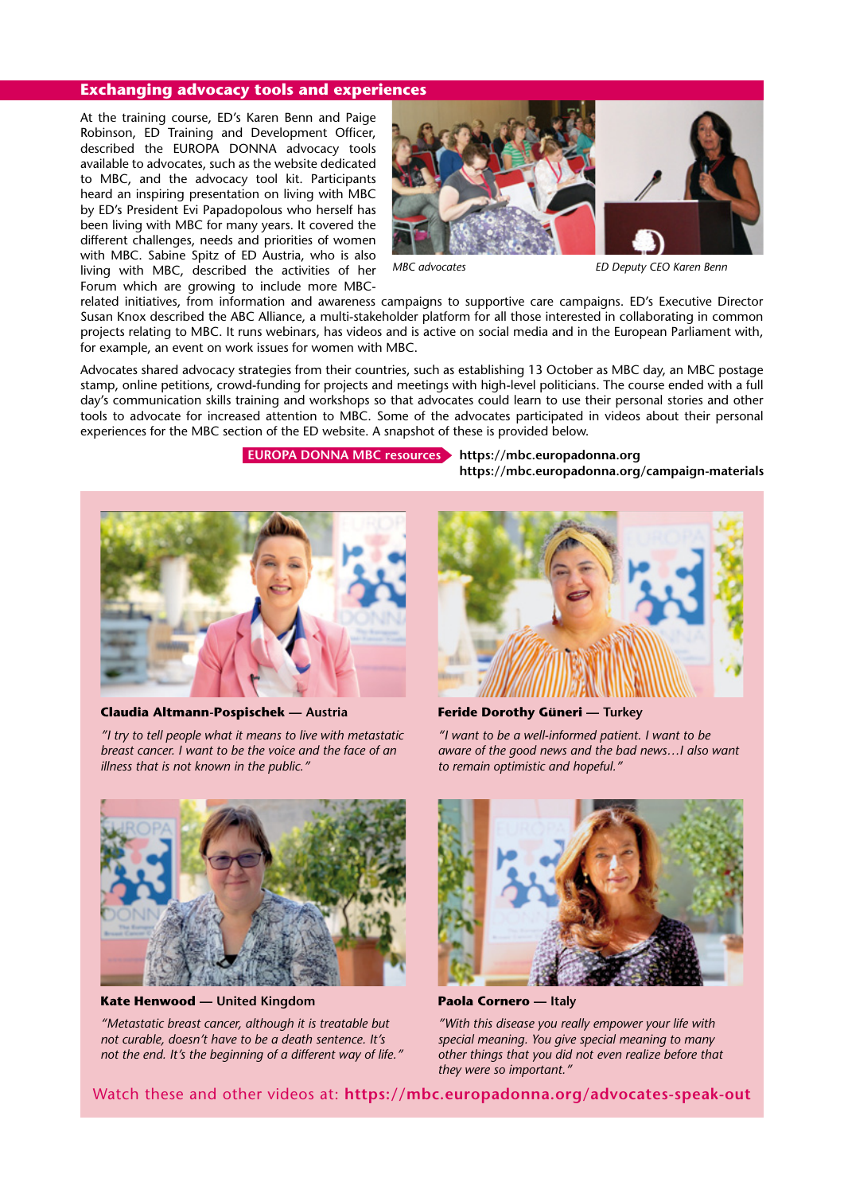## Exchanging advocacy tools and experiences

At the training course, ED's Karen Benn and Paige Robinson, ED Training and Development Officer, described the EUROPA DONNA advocacy tools available to advocates, such as the website dedicated to MBC, and the advocacy tool kit. Participants heard an inspiring presentation on living with MBC by ED's President Evi Papadopolous who herself has been living with MBC for many years. It covered the different challenges, needs and priorities of women with MBC. Sabine Spitz of ED Austria, who is also living with MBC, described the activities of her Forum which are growing to include more MBC-related initiatives, from information and awareness campaigns to supportive care campaigns. ED's Executive Director Susan Knox described the ABC Alliance, a multi-stakeholder platform for all those interested in collaborating in common projects relating to MBC. It runs webinars, has videos and is active on social media and in the European Parliament with, for example, an event on work issues for women with MBC.

*MBC advocates*

*ED Deputy CEO Karen Benn*

Advocates shared advocacy strategies from their countries, such as establishing 13 October as MBC day, an MBC postage stamp, online petitions, crowd-funding for projects and meetings with high-level politicians. The course ended with a full day's communication skills training and workshops so that advocates could learn to use their personal stories and other tools to advocate for increased attention to MBC. Some of the advocates participated in videos about their personal experiences for the MBC section of the ED website. A snapshot of these is provided below.

**EUROPA DONNA MBC resources**
**https://mbc.europadonna.org**
**https://mbc.europadonna.org/campaign-materials**

**Claudia Altmann-Pospischek** — Austria

*"I try to tell people what it means to live with metastatic breast cancer. I want to be the voice and the face of an illness that is not known in the public."*

**Feride Dorothy Güneri** — Turkey

*"I want to be a well-informed patient. I want to be aware of the good news and the bad news…I also want to remain optimistic and hopeful."*

**Kate Henwood** — United Kingdom

*"Metastatic breast cancer, although it is treatable but not curable, doesn't have to be a death sentence. It's not the end. It's the beginning of a different way of life."*

**Paola Cornero** — Italy

*"With this disease you really empower your life with special meaning. You give special meaning to many other things that you did not even realize before that they were so important."*

Watch these and other videos at: **https://mbc.europadonna.org/advocates-speak-out**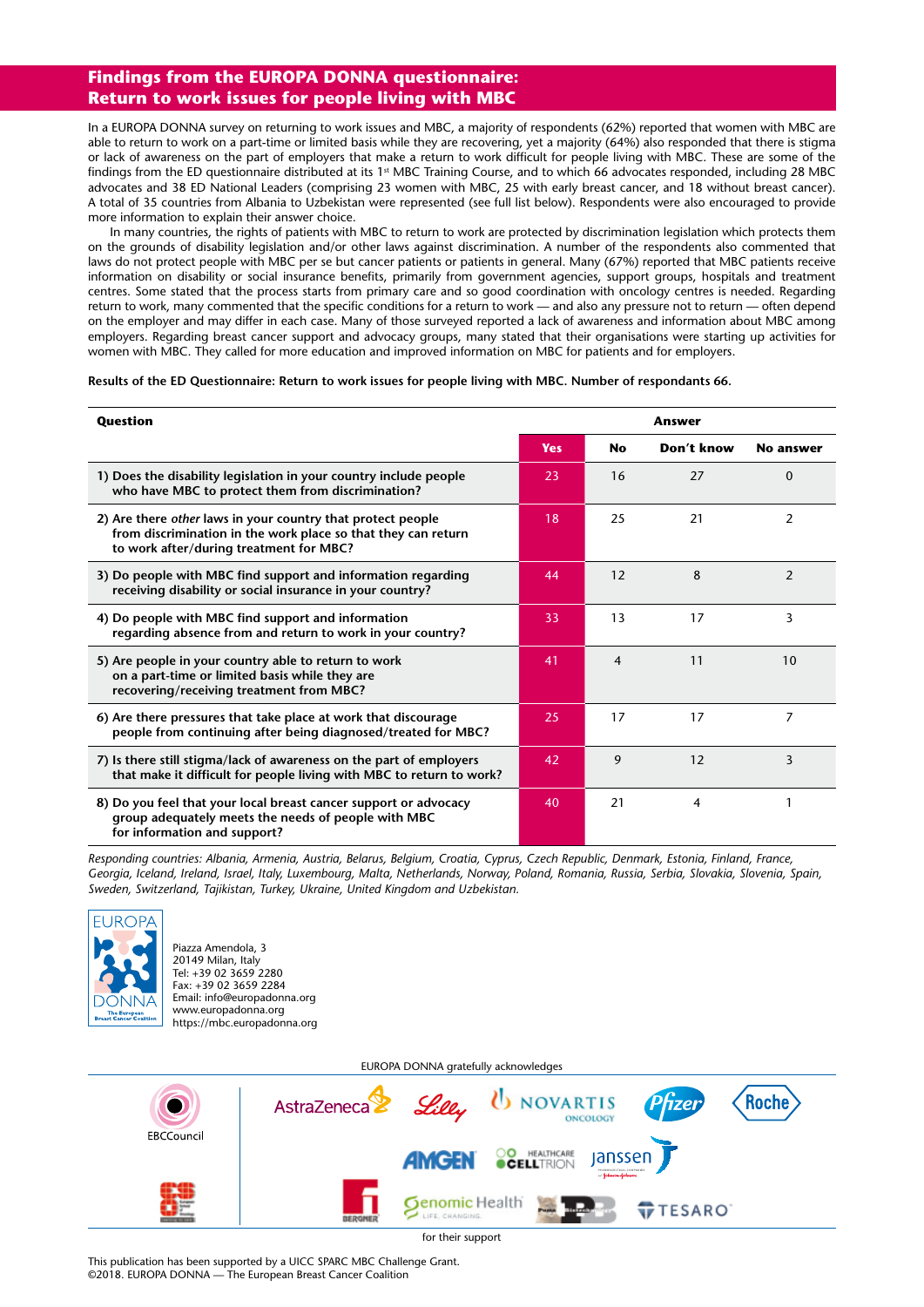## Findings from the EUROPA DONNA questionnaire: Return to work issues for people living with MBC

In a EUROPA DONNA survey on returning to work issues and MBC, a majority of respondents (62%) reported that women with MBC are able to return to work on a part-time or limited basis while they are recovering, yet a majority (64%) also responded that there is stigma or lack of awareness on the part of employers that make a return to work difficult for people living with MBC. These are some of the findings from the ED questionnaire distributed at its 1st MBC Training Course, and to which 66 advocates responded, including 28 MBC advocates and 38 ED National Leaders (comprising 23 women with MBC, 25 with early breast cancer, and 18 without breast cancer). A total of 35 countries from Albania to Uzbekistan were represented (see full list below). Respondents were also encouraged to provide more information to explain their answer choice.

In many countries, the rights of patients with MBC to return to work are protected by discrimination legislation which protects them on the grounds of disability legislation and/or other laws against discrimination. A number of the respondents also commented that laws do not protect people with MBC per se but cancer patients or patients in general. Many (67%) reported that MBC patients receive information on disability or social insurance benefits, primarily from government agencies, support groups, hospitals and treatment centres. Some stated that the process starts from primary care and so good coordination with oncology centres is needed. Regarding return to work, many commented that the specific conditions for a return to work — and also any pressure not to return — often depend on the employer and may differ in each case. Many of those surveyed reported a lack of awareness and information about MBC among employers. Regarding breast cancer support and advocacy groups, many stated that their organisations were starting up activities for women with MBC. They called for more education and improved information on MBC for patients and for employers.

**Results of the ED Questionnaire: Return to work issues for people living with MBC. Number of respondants 66.**

| Question | Answer | | | |
|---|---|---|---|---|
| | Yes | No | Don't know | No answer |
| 1) Does the disability legislation in your country include people who have MBC to protect them from discrimination? | 23 | 16 | 27 | 0 |
| 2) Are there *other* laws in your country that protect people from discrimination in the work place so that they can return to work after/during treatment for MBC? | 18 | 25 | 21 | 2 |
| 3) Do people with MBC find support and information regarding receiving disability or social insurance in your country? | 44 | 12 | 8 | 2 |
| 4) Do people with MBC find support and information regarding absence from and return to work in your country? | 33 | 13 | 17 | 3 |
| 5) Are people in your country able to return to work on a part-time or limited basis while they are recovering/receiving treatment from MBC? | 41 | 4 | 11 | 10 |
| 6) Are there pressures that take place at work that discourage people from continuing after being diagnosed/treated for MBC? | 25 | 17 | 17 | 7 |
| 7) Is there still stigma/lack of awareness on the part of employers that make it difficult for people living with MBC to return to work? | 42 | 9 | 12 | 3 |
| 8) Do you feel that your local breast cancer support or advocacy group adequately meets the needs of people with MBC for information and support? | 40 | 21 | 4 | 1 |

*Responding countries: Albania, Armenia, Austria, Belarus, Belgium, Croatia, Cyprus, Czech Republic, Denmark, Estonia, Finland, France, Georgia, Iceland, Ireland, Israel, Italy, Luxembourg, Malta, Netherlands, Norway, Poland, Romania, Russia, Serbia, Slovakia, Slovenia, Spain, Sweden, Switzerland, Tajikistan, Turkey, Ukraine, United Kingdom and Uzbekistan.*

EUROPA DONNA – The European Breast Cancer Coalition

Piazza Amendola, 3
20149 Milan, Italy
Tel: +39 02 3659 2280
Fax: +39 02 3659 2284
Email: info@europadonna.org
www.europadonna.org
https://mbc.europadonna.org

EUROPA DONNA gratefully acknowledges

EBCCouncil, AstraZeneca, Lilly, Novartis Oncology, Pfizer, Roche, Amgen, Celltrion Healthcare, Janssen, Bergoner, Genomic Health, Tesaro

for their support

This publication has been supported by a UICC SPARC MBC Challenge Grant.
©2018. EUROPA DONNA — The European Breast Cancer Coalition